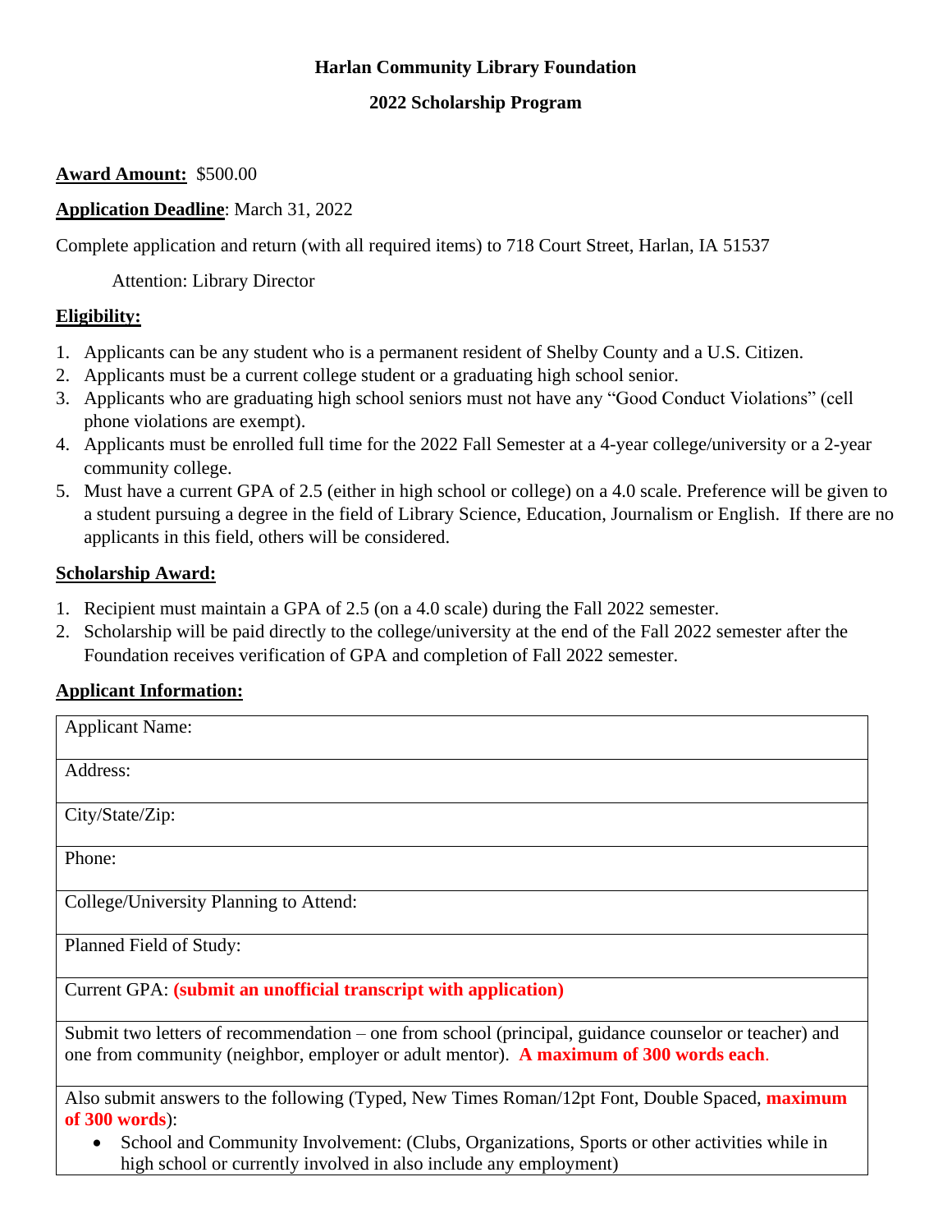# Harlan Community Library Foundation

## 2022 Scholarship Program

**Award Amount:** $500.00

**Application Deadline**: March 31, 2022

Complete application and return (with all required items) to 718 Court Street, Harlan, IA 51537

Attention: Library Director

**Eligibility:**

1. Applicants can be any student who is a permanent resident of Shelby County and a U.S. Citizen.
2. Applicants must be a current college student or a graduating high school senior.
3. Applicants who are graduating high school seniors must not have any "Good Conduct Violations" (cell phone violations are exempt).
4. Applicants must be enrolled full time for the 2022 Fall Semester at a 4-year college/university or a 2-year community college.
5. Must have a current GPA of 2.5 (either in high school or college) on a 4.0 scale. Preference will be given to a student pursuing a degree in the field of Library Science, Education, Journalism or English. If there are no applicants in this field, others will be considered.

**Scholarship Award:**

1. Recipient must maintain a GPA of 2.5 (on a 4.0 scale) during the Fall 2022 semester.
2. Scholarship will be paid directly to the college/university at the end of the Fall 2022 semester after the Foundation receives verification of GPA and completion of Fall 2022 semester.

**Applicant Information:**

| Applicant Name: |
|---|
| Address: |
| City/State/Zip: |
| Phone: |
| College/University Planning to Attend: |
| Planned Field of Study: |
| Current GPA: **(submit an unofficial transcript with application)** |
| Submit two letters of recommendation – one from school (principal, guidance counselor or teacher) and one from community (neighbor, employer or adult mentor). **A maximum of 300 words each**. |
| Also submit answers to the following (Typed, New Times Roman/12pt Font, Double Spaced, **maximum of 300 words**): • School and Community Involvement: (Clubs, Organizations, Sports or other activities while in high school or currently involved in also include any employment) |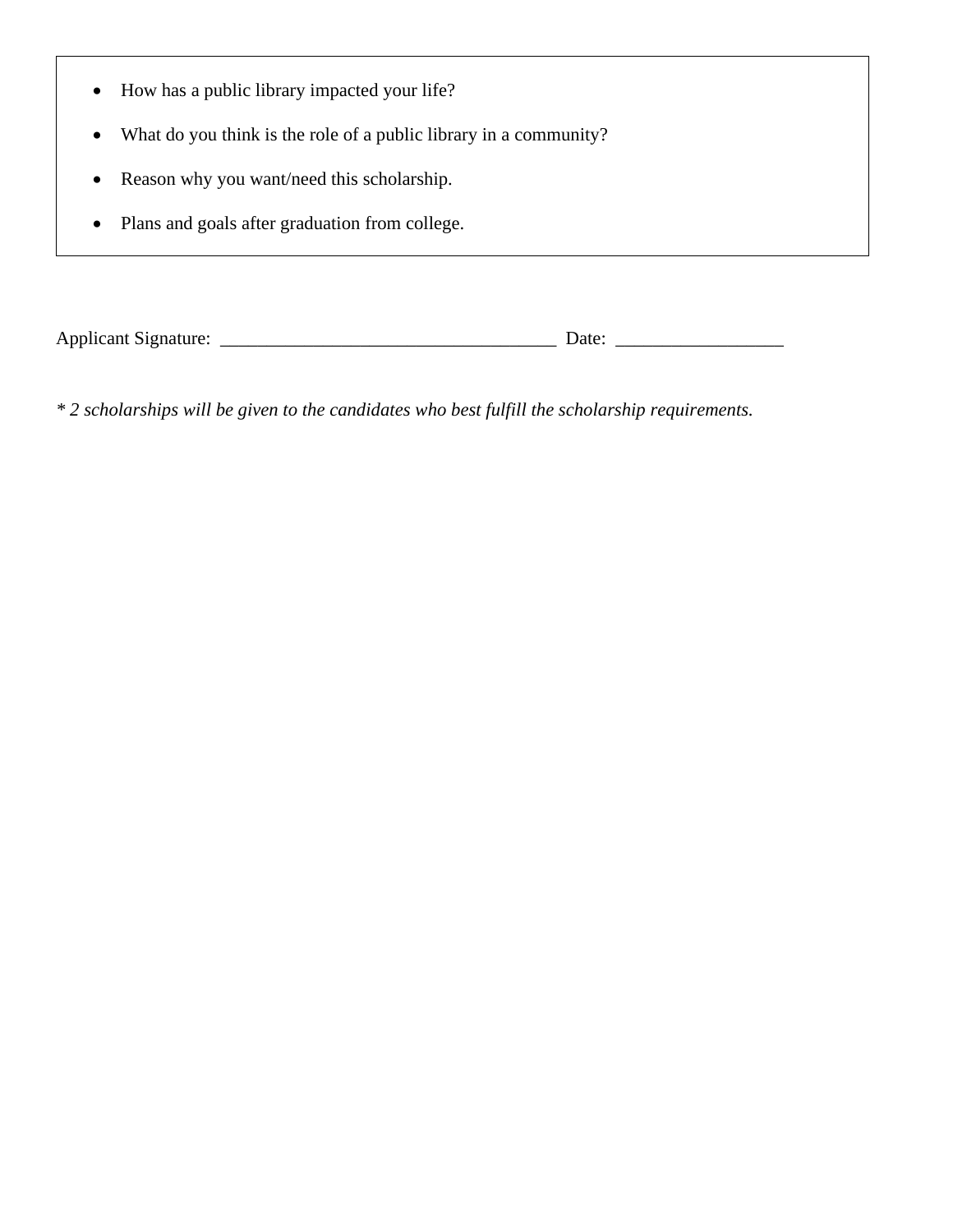- How has a public library impacted your life?
- What do you think is the role of a public library in a community?
- Reason why you want/need this scholarship.
- Plans and goals after graduation from college.

Applicant Signature: ____________________________________ Date: __________________

*\* 2 scholarships will be given to the candidates who best fulfill the scholarship requirements.*